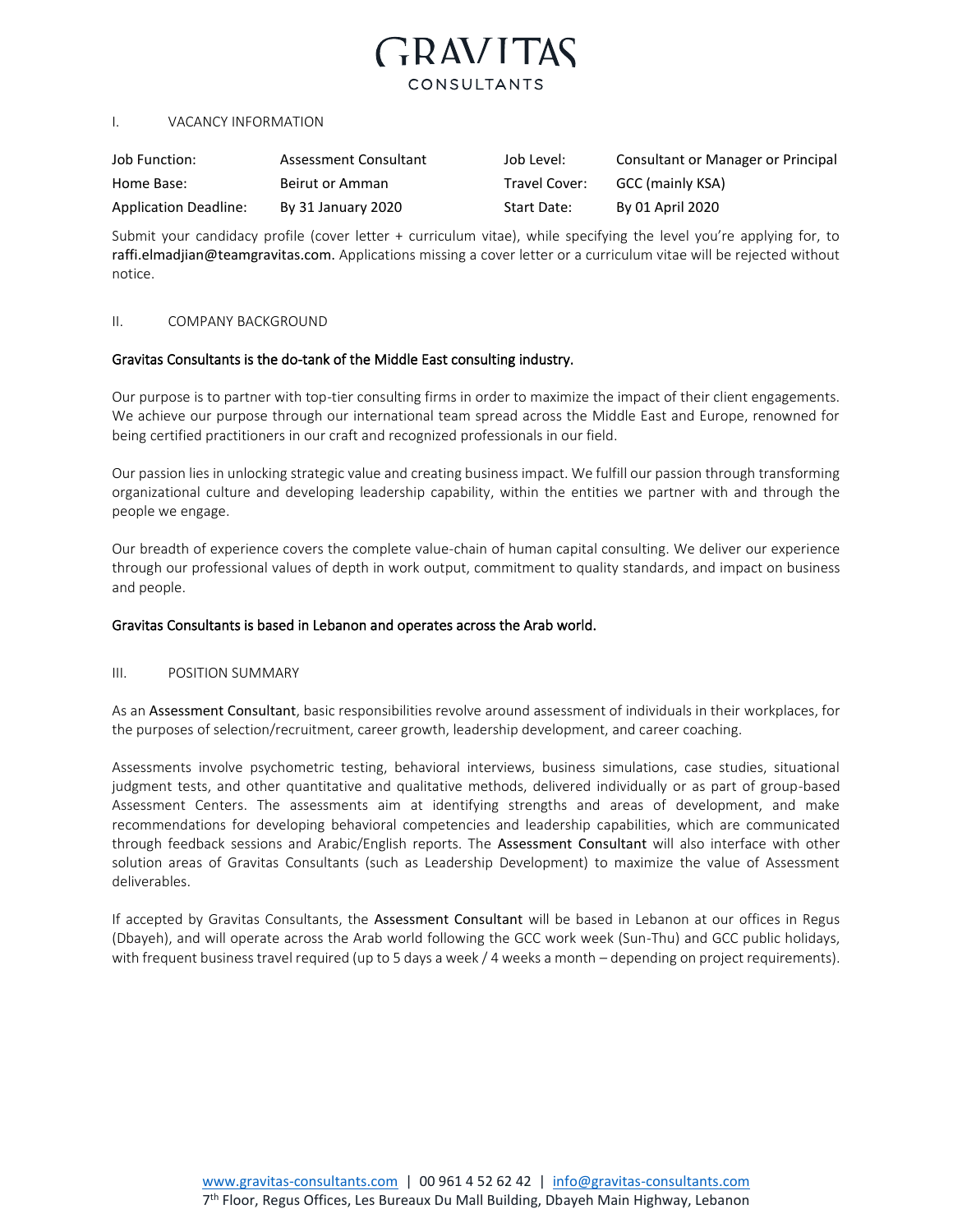# GRAVITAS CONSULTANTS

## I. VACANCY INFORMATION

| | | | |
|---|---|---|---|
| Job Function: | Assessment Consultant | Job Level: | Consultant or Manager or Principal |
| Home Base: | Beirut or Amman | Travel Cover: | GCC (mainly KSA) |
| Application Deadline: | By 31 January 2020 | Start Date: | By 01 April 2020 |

Submit your candidacy profile (cover letter + curriculum vitae), while specifying the level you're applying for, to raffi.elmadjian@teamgravitas.com. Applications missing a cover letter or a curriculum vitae will be rejected without notice.

## II. COMPANY BACKGROUND

**Gravitas Consultants is the do-tank of the Middle East consulting industry.**

Our purpose is to partner with top-tier consulting firms in order to maximize the impact of their client engagements. We achieve our purpose through our international team spread across the Middle East and Europe, renowned for being certified practitioners in our craft and recognized professionals in our field.

Our passion lies in unlocking strategic value and creating business impact. We fulfill our passion through transforming organizational culture and developing leadership capability, within the entities we partner with and through the people we engage.

Our breadth of experience covers the complete value-chain of human capital consulting. We deliver our experience through our professional values of depth in work output, commitment to quality standards, and impact on business and people.

**Gravitas Consultants is based in Lebanon and operates across the Arab world.**

## III. POSITION SUMMARY

As an Assessment Consultant, basic responsibilities revolve around assessment of individuals in their workplaces, for the purposes of selection/recruitment, career growth, leadership development, and career coaching.

Assessments involve psychometric testing, behavioral interviews, business simulations, case studies, situational judgment tests, and other quantitative and qualitative methods, delivered individually or as part of group-based Assessment Centers. The assessments aim at identifying strengths and areas of development, and make recommendations for developing behavioral competencies and leadership capabilities, which are communicated through feedback sessions and Arabic/English reports. The Assessment Consultant will also interface with other solution areas of Gravitas Consultants (such as Leadership Development) to maximize the value of Assessment deliverables.

If accepted by Gravitas Consultants, the Assessment Consultant will be based in Lebanon at our offices in Regus (Dbayeh), and will operate across the Arab world following the GCC work week (Sun-Thu) and GCC public holidays, with frequent business travel required (up to 5 days a week / 4 weeks a month – depending on project requirements).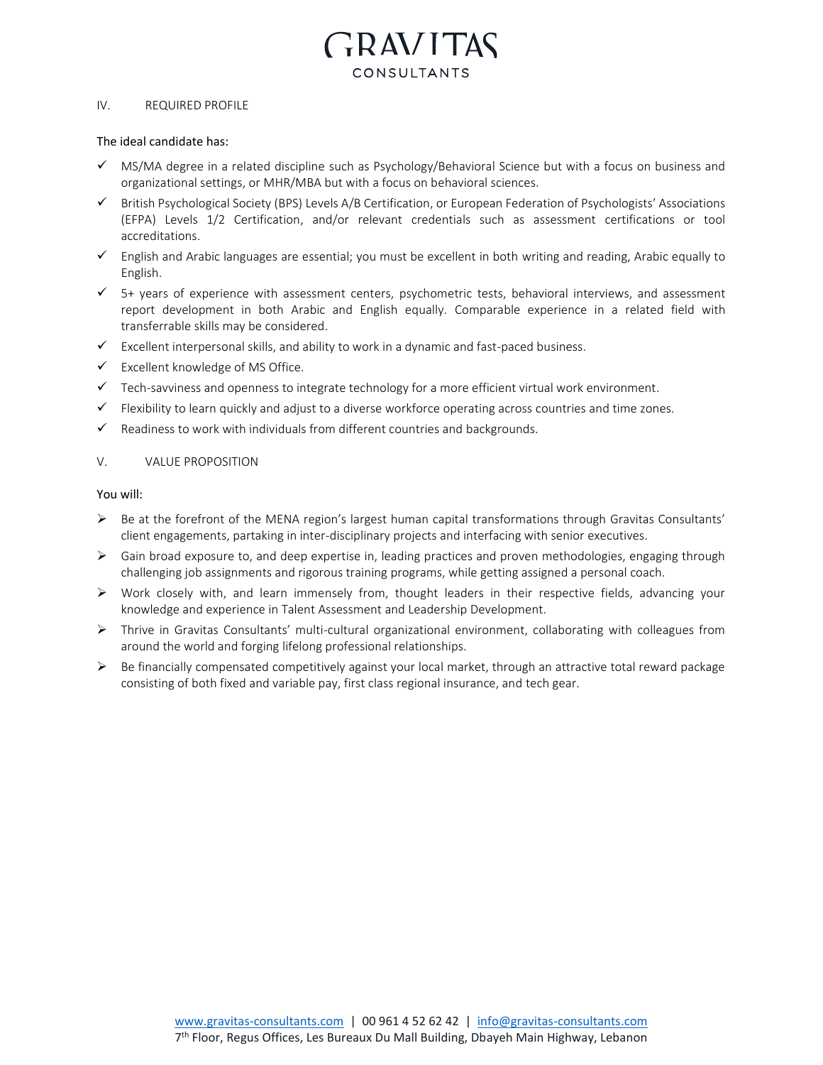## IV. REQUIRED PROFILE

The ideal candidate has:

- ✓ MS/MA degree in a related discipline such as Psychology/Behavioral Science but with a focus on business and organizational settings, or MHR/MBA but with a focus on behavioral sciences.
- ✓ British Psychological Society (BPS) Levels A/B Certification, or European Federation of Psychologists' Associations (EFPA) Levels 1/2 Certification, and/or relevant credentials such as assessment certifications or tool accreditations.
- ✓ English and Arabic languages are essential; you must be excellent in both writing and reading, Arabic equally to English.
- ✓ 5+ years of experience with assessment centers, psychometric tests, behavioral interviews, and assessment report development in both Arabic and English equally. Comparable experience in a related field with transferrable skills may be considered.
- ✓ Excellent interpersonal skills, and ability to work in a dynamic and fast-paced business.
- ✓ Excellent knowledge of MS Office.
- ✓ Tech-savviness and openness to integrate technology for a more efficient virtual work environment.
- ✓ Flexibility to learn quickly and adjust to a diverse workforce operating across countries and time zones.
- ✓ Readiness to work with individuals from different countries and backgrounds.

## V. VALUE PROPOSITION

You will:

- ➢ Be at the forefront of the MENA region's largest human capital transformations through Gravitas Consultants' client engagements, partaking in inter-disciplinary projects and interfacing with senior executives.
- ➢ Gain broad exposure to, and deep expertise in, leading practices and proven methodologies, engaging through challenging job assignments and rigorous training programs, while getting assigned a personal coach.
- ➢ Work closely with, and learn immensely from, thought leaders in their respective fields, advancing your knowledge and experience in Talent Assessment and Leadership Development.
- ➢ Thrive in Gravitas Consultants' multi-cultural organizational environment, collaborating with colleagues from around the world and forging lifelong professional relationships.
- ➢ Be financially compensated competitively against your local market, through an attractive total reward package consisting of both fixed and variable pay, first class regional insurance, and tech gear.